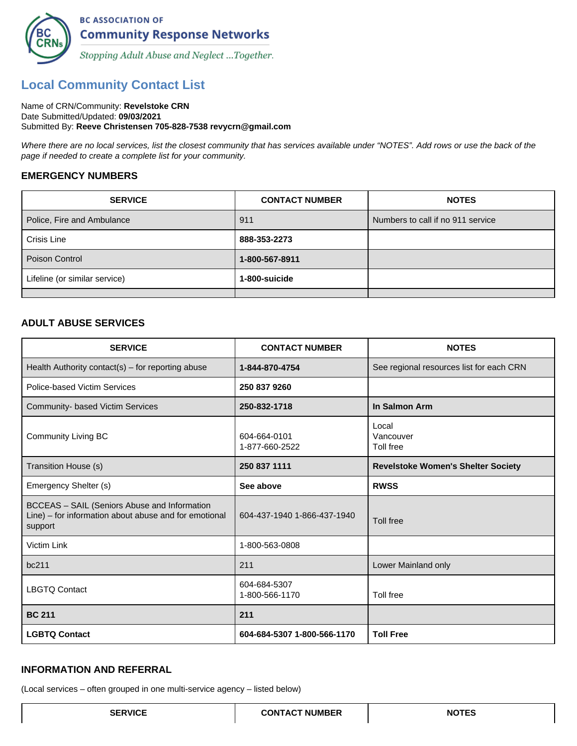BC ASSOCIATION OF
**Community Response Networks**
*Stopping Adult Abuse and Neglect ...Together.*

## Local Community Contact List

Name of CRN/Community: **Revelstoke CRN**
Date Submitted/Updated: **09/03/2021**
Submitted By: **Reeve Christensen 705-828-7538 revycrn@gmail.com**

*Where there are no local services, list the closest community that has services available under "NOTES". Add rows or use the back of the page if needed to create a complete list for your community.*

### EMERGENCY NUMBERS

| SERVICE | CONTACT NUMBER | NOTES |
|---|---|---|
| Police, Fire and Ambulance | 911 | Numbers to call if no 911 service |
| Crisis Line | **888-353-2273** | |
| Poison Control | **1-800-567-8911** | |
| Lifeline (or similar service) | **1-800-suicide** | |
| | | |

### ADULT ABUSE SERVICES

| SERVICE | CONTACT NUMBER | NOTES |
|---|---|---|
| Health Authority contact(s) – for reporting abuse | **1-844-870-4754** | See regional resources list for each CRN |
| Police-based Victim Services | **250 837 9260** | |
| Community- based Victim Services | **250-832-1718** | **In Salmon Arm** |
| Community Living BC | 604-664-0101<br>1-877-660-2522 | Local<br>Vancouver<br>Toll free |
| Transition House (s) | **250 837 1111** | **Revelstoke Women's Shelter Society** |
| Emergency Shelter (s) | **See above** | **RWSS** |
| BCCEAS – SAIL (Seniors Abuse and Information Line) – for information about abuse and for emotional support | 604-437-1940 1-866-437-1940 | Toll free |
| Victim Link | 1-800-563-0808 | |
| bc211 | 211 | Lower Mainland only |
| LBGTQ Contact | 604-684-5307<br>1-800-566-1170 | Toll free |
| **BC 211** | **211** | |
| **LGBTQ Contact** | **604-684-5307 1-800-566-1170** | **Toll Free** |

### INFORMATION AND REFERRAL

(Local services – often grouped in one multi-service agency – listed below)

| SERVICE | CONTACT NUMBER | NOTES |
|---|---|---|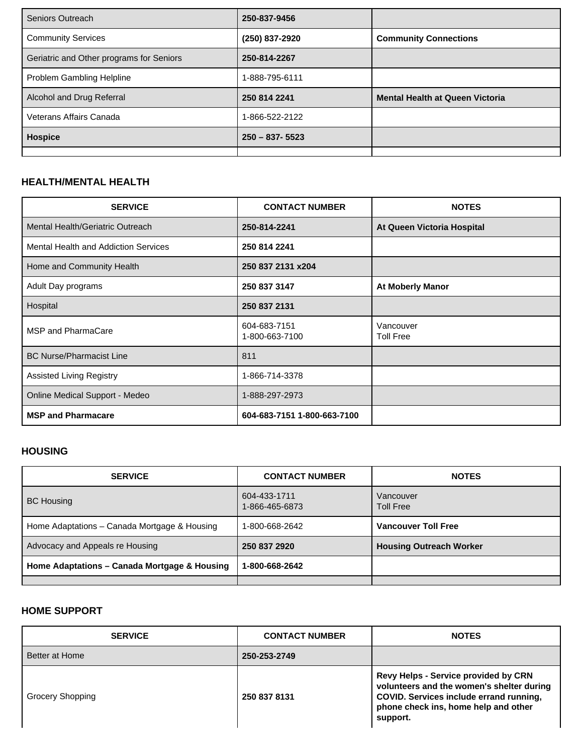| | | |
|---|---|---|
| Seniors Outreach | **250-837-9456** | |
| Community Services | **(250) 837-2920** | **Community Connections** |
| Geriatric and Other programs for Seniors | **250-814-2267** | |
| Problem Gambling Helpline | 1-888-795-6111 | |
| Alcohol and Drug Referral | **250 814 2241** | **Mental Health at Queen Victoria** |
| Veterans Affairs Canada | 1-866-522-2122 | |
| **Hospice** | **250 – 837- 5523** | |
| | | |

### HEALTH/MENTAL HEALTH

| SERVICE | CONTACT NUMBER | NOTES |
|---|---|---|
| Mental Health/Geriatric Outreach | **250-814-2241** | **At Queen Victoria Hospital** |
| Mental Health and Addiction Services | **250 814 2241** | |
| Home and Community Health | **250 837 2131 x204** | |
| Adult Day programs | **250 837 3147** | **At Moberly Manor** |
| Hospital | **250 837 2131** | |
| MSP and PharmaCare | 604-683-7151<br>1-800-663-7100 | Vancouver<br>Toll Free |
| BC Nurse/Pharmacist Line | 811 | |
| Assisted Living Registry | 1-866-714-3378 | |
| Online Medical Support - Medeo | 1-888-297-2973 | |
| **MSP and Pharmacare** | **604-683-7151 1-800-663-7100** | |

### HOUSING

| SERVICE | CONTACT NUMBER | NOTES |
|---|---|---|
| BC Housing | 604-433-1711<br>1-866-465-6873 | Vancouver<br>Toll Free |
| Home Adaptations – Canada Mortgage & Housing | 1-800-668-2642 | **Vancouver Toll Free** |
| Advocacy and Appeals re Housing | **250 837 2920** | **Housing Outreach Worker** |
| **Home Adaptations – Canada Mortgage & Housing** | **1-800-668-2642** | |
| | | |

### HOME SUPPORT

| SERVICE | CONTACT NUMBER | NOTES |
|---|---|---|
| Better at Home | **250-253-2749** | |
| Grocery Shopping | **250 837 8131** | **Revy Helps - Service provided by CRN volunteers and the women's shelter during COVID. Services include errand running, phone check ins, home help and other support.** |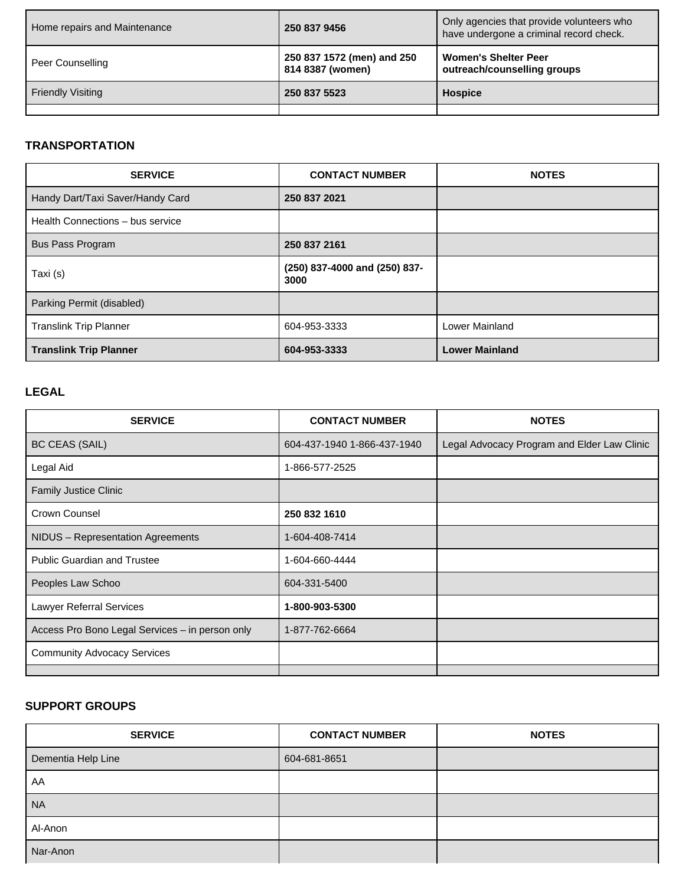| | | |
|---|---|---|
| Home repairs and Maintenance | **250 837 9456** | Only agencies that provide volunteers who have undergone a criminal record check. |
| Peer Counselling | **250 837 1572 (men) and 250 814 8387 (women)** | **Women's Shelter Peer outreach/counselling groups** |
| Friendly Visiting | **250 837 5523** | **Hospice** |
| | | |

### TRANSPORTATION

| SERVICE | CONTACT NUMBER | NOTES |
|---|---|---|
| Handy Dart/Taxi Saver/Handy Card | **250 837 2021** | |
| Health Connections – bus service | | |
| Bus Pass Program | **250 837 2161** | |
| Taxi (s) | **(250) 837-4000 and (250) 837-3000** | |
| Parking Permit (disabled) | | |
| Translink Trip Planner | 604-953-3333 | Lower Mainland |
| **Translink Trip Planner** | **604-953-3333** | **Lower Mainland** |

### LEGAL

| SERVICE | CONTACT NUMBER | NOTES |
|---|---|---|
| BC CEAS (SAIL) | 604-437-1940 1-866-437-1940 | Legal Advocacy Program and Elder Law Clinic |
| Legal Aid | 1-866-577-2525 | |
| Family Justice Clinic | | |
| Crown Counsel | **250 832 1610** | |
| NIDUS – Representation Agreements | 1-604-408-7414 | |
| Public Guardian and Trustee | 1-604-660-4444 | |
| Peoples Law Schoo | 604-331-5400 | |
| Lawyer Referral Services | **1-800-903-5300** | |
| Access Pro Bono Legal Services – in person only | 1-877-762-6664 | |
| Community Advocacy Services | | |
| | | |

### SUPPORT GROUPS

| SERVICE | CONTACT NUMBER | NOTES |
|---|---|---|
| Dementia Help Line | 604-681-8651 | |
| AA | | |
| NA | | |
| Al-Anon | | |
| Nar-Anon | | |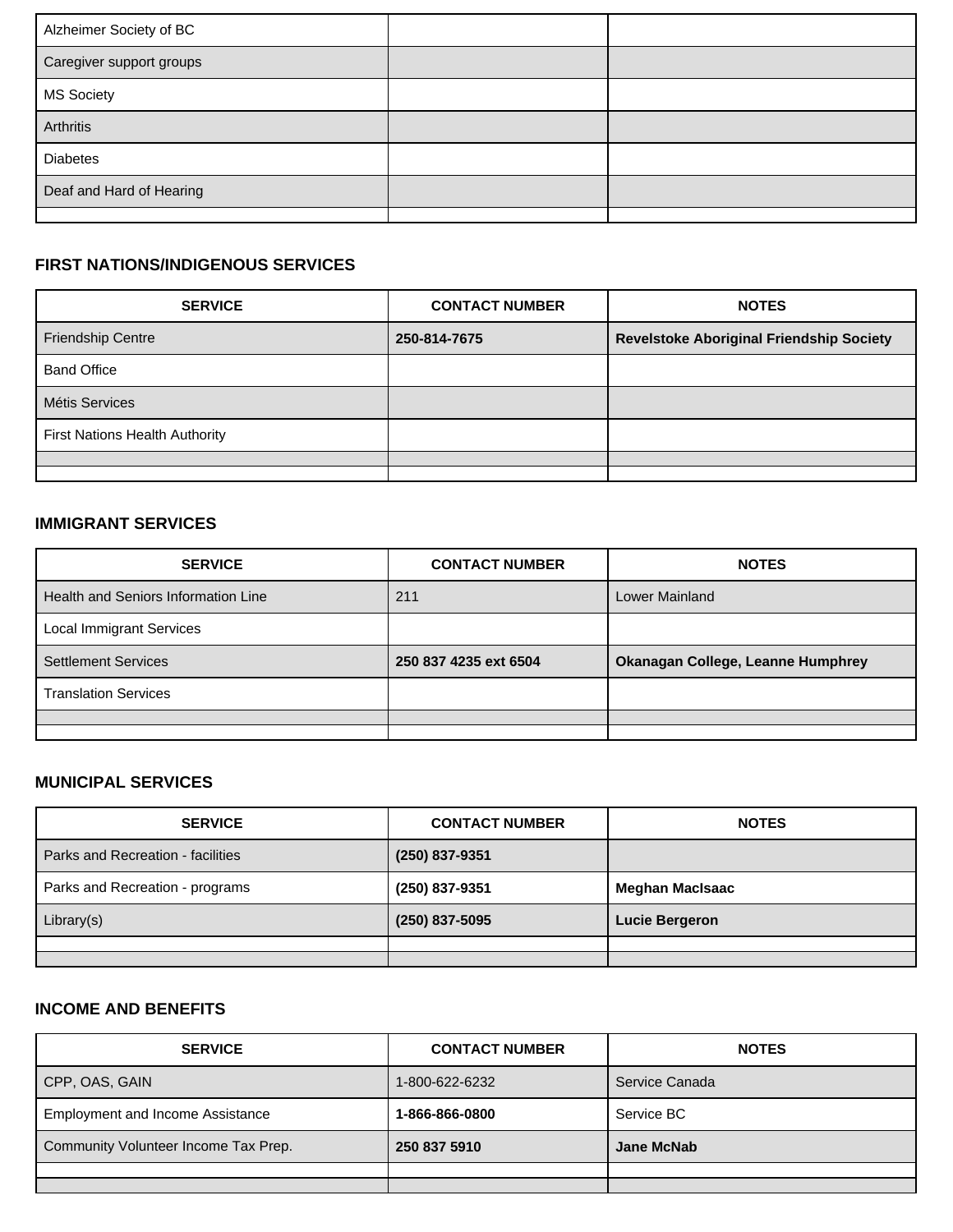| | | |
|---|---|---|
| Alzheimer Society of BC | | |
| Caregiver support groups | | |
| MS Society | | |
| Arthritis | | |
| Diabetes | | |
| Deaf and Hard of Hearing | | |
| | | |

### FIRST NATIONS/INDIGENOUS SERVICES

| SERVICE | CONTACT NUMBER | NOTES |
|---|---|---|
| Friendship Centre | **250-814-7675** | **Revelstoke Aboriginal Friendship Society** |
| Band Office | | |
| Métis Services | | |
| First Nations Health Authority | | |
| | | |
| | | |

### IMMIGRANT SERVICES

| SERVICE | CONTACT NUMBER | NOTES |
|---|---|---|
| Health and Seniors Information Line | 211 | Lower Mainland |
| Local Immigrant Services | | |
| Settlement Services | **250 837 4235 ext 6504** | **Okanagan College, Leanne Humphrey** |
| Translation Services | | |
| | | |
| | | |

### MUNICIPAL SERVICES

| SERVICE | CONTACT NUMBER | NOTES |
|---|---|---|
| Parks and Recreation - facilities | **(250) 837-9351** | |
| Parks and Recreation - programs | **(250) 837-9351** | **Meghan MacIsaac** |
| Library(s) | **(250) 837-5095** | **Lucie Bergeron** |
| | | |
| | | |

### INCOME AND BENEFITS

| SERVICE | CONTACT NUMBER | NOTES |
|---|---|---|
| CPP, OAS, GAIN | 1-800-622-6232 | Service Canada |
| Employment and Income Assistance | **1-866-866-0800** | Service BC |
| Community Volunteer Income Tax Prep. | **250 837 5910** | **Jane McNab** |
| | | |
| | | |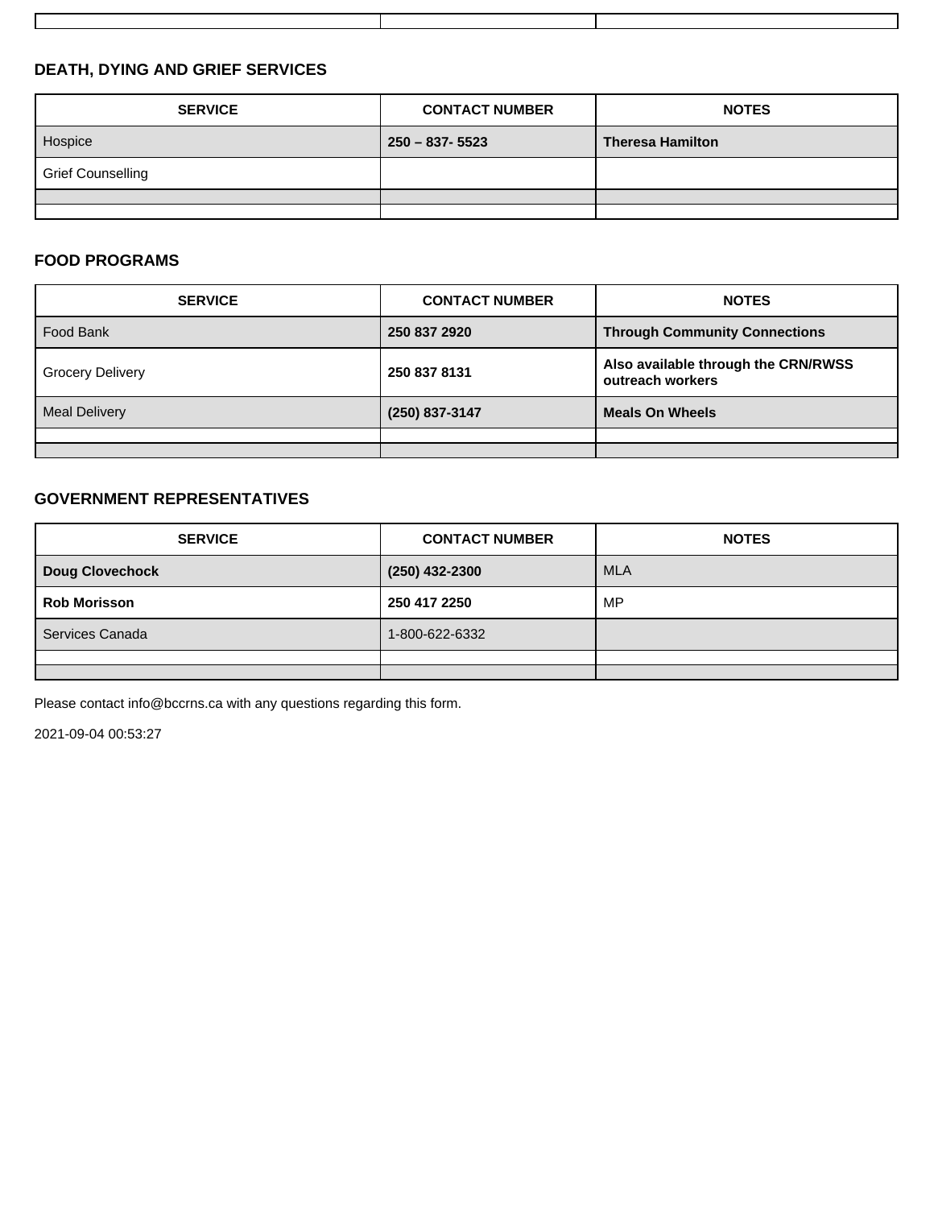## DEATH, DYING AND GRIEF SERVICES

| SERVICE | CONTACT NUMBER | NOTES |
|---|---|---|
| Hospice | **250 – 837- 5523** | **Theresa Hamilton** |
| Grief Counselling | | |
| | | |
| | | |

## FOOD PROGRAMS

| SERVICE | CONTACT NUMBER | NOTES |
|---|---|---|
| Food Bank | **250 837 2920** | **Through Community Connections** |
| Grocery Delivery | **250 837 8131** | **Also available through the CRN/RWSS outreach workers** |
| Meal Delivery | **(250) 837-3147** | **Meals On Wheels** |
| | | |
| | | |

## GOVERNMENT REPRESENTATIVES

| SERVICE | CONTACT NUMBER | NOTES |
|---|---|---|
| **Doug Clovechock** | **(250) 432-2300** | MLA |
| **Rob Morisson** | **250 417 2250** | MP |
| Services Canada | 1-800-622-6332 | |
| | | |
| | | |

Please contact info@bccrns.ca with any questions regarding this form.

2021-09-04 00:53:27